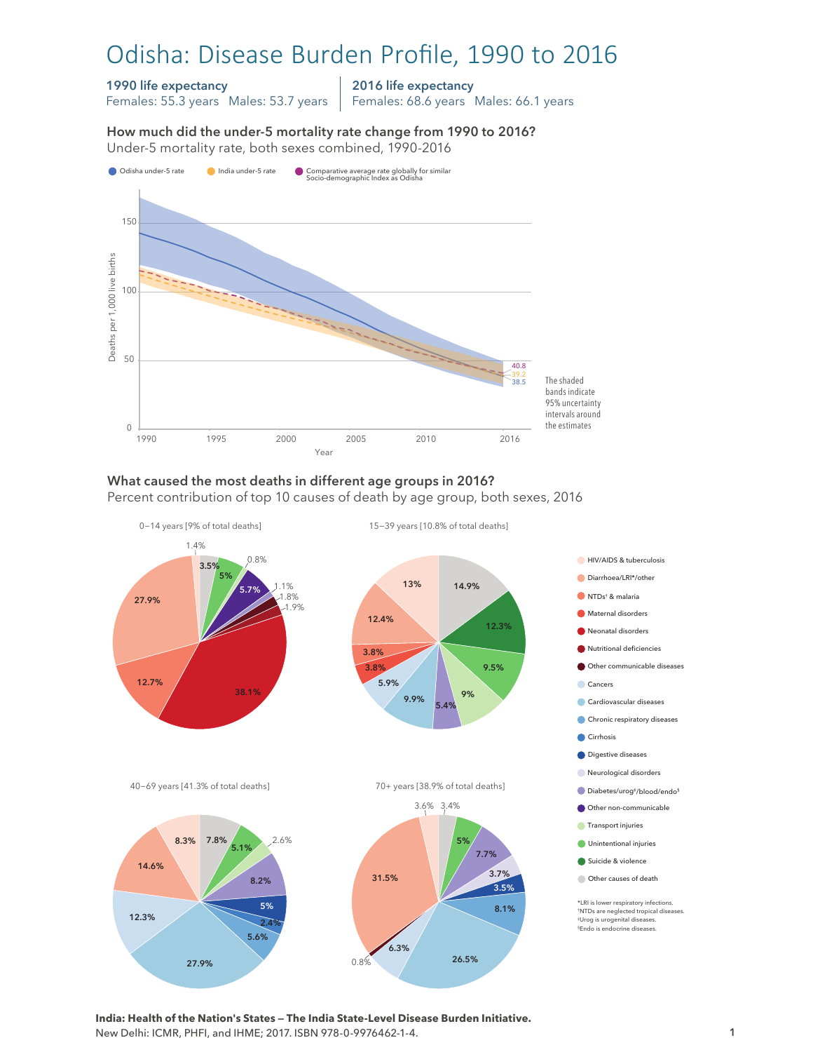# Odisha: Disease Burden Profile, 1990 to 2016

**1990 life expectancy**
Females: 55.3 years  Males: 53.7 years

**2016 life expectancy**
Females: 68.6 years  Males: 66.1 years

### How much did the under-5 mortality rate change from 1990 to 2016?

Under-5 mortality rate, both sexes combined, 1990-2016

- Odisha under-5 rate
- India under-5 rate
- Comparative average rate globally for similar Socio-demographic Index as Odisha

Deaths per 1,000 live births (y-axis: 0, 50, 100, 150); Year (x-axis: 1990, 1995, 2000, 2005, 2010, 2016)

2016 values: 40.8, 39.2, 38.5

The shaded bands indicate 95% uncertainty intervals around the estimates

### What caused the most deaths in different age groups in 2016?

Percent contribution of top 10 causes of death by age group, both sexes, 2016

**0–14 years [9% of total deaths]**

1.4%, 3.5%, 5%, 0.8%, 5.7%, 1.1%, 1.8%, 1.9%, 38.1%, 12.7%, 27.9%

**15–39 years [10.8% of total deaths]**

14.9%, 12.3%, 9.5%, 9%, 5.4%, 9.9%, 5.9%, 3.8%, 3.8%, 12.4%, 13%

**40–69 years [41.3% of total deaths]**

7.8%, 5.1%, 2.6%, 8.2%, 5%, 2.4%, 5.6%, 27.9%, 12.3%, 14.6%, 8.3%

**70+ years [38.9% of total deaths]**

3.4%, 5%, 7.7%, 3.7%, 3.5%, 8.1%, 26.5%, 6.3%, 0.8%, 31.5%, 3.6%

Legend:
- HIV/AIDS & tuberculosis
- Diarrhoea/LRI*/other
- NTDs† & malaria
- Maternal disorders
- Neonatal disorders
- Nutritional deficiencies
- Other communicable diseases
- Cancers
- Cardiovascular diseases
- Chronic respiratory diseases
- Cirrhosis
- Digestive diseases
- Neurological disorders
- Diabetes/urog‡/blood/endo§
- Other non-communicable
- Transport injuries
- Unintentional injuries
- Suicide & violence
- Other causes of death

*LRI is lower respiratory infections.
†NTDs are neglected tropical diseases.
‡Urog is urogenital diseases.
§Endo is endocrine diseases.

**India: Health of the Nation's States — The India State-Level Disease Burden Initiative.**
New Delhi: ICMR, PHFI, and IHME; 2017. ISBN 978-0-9976462-1-4.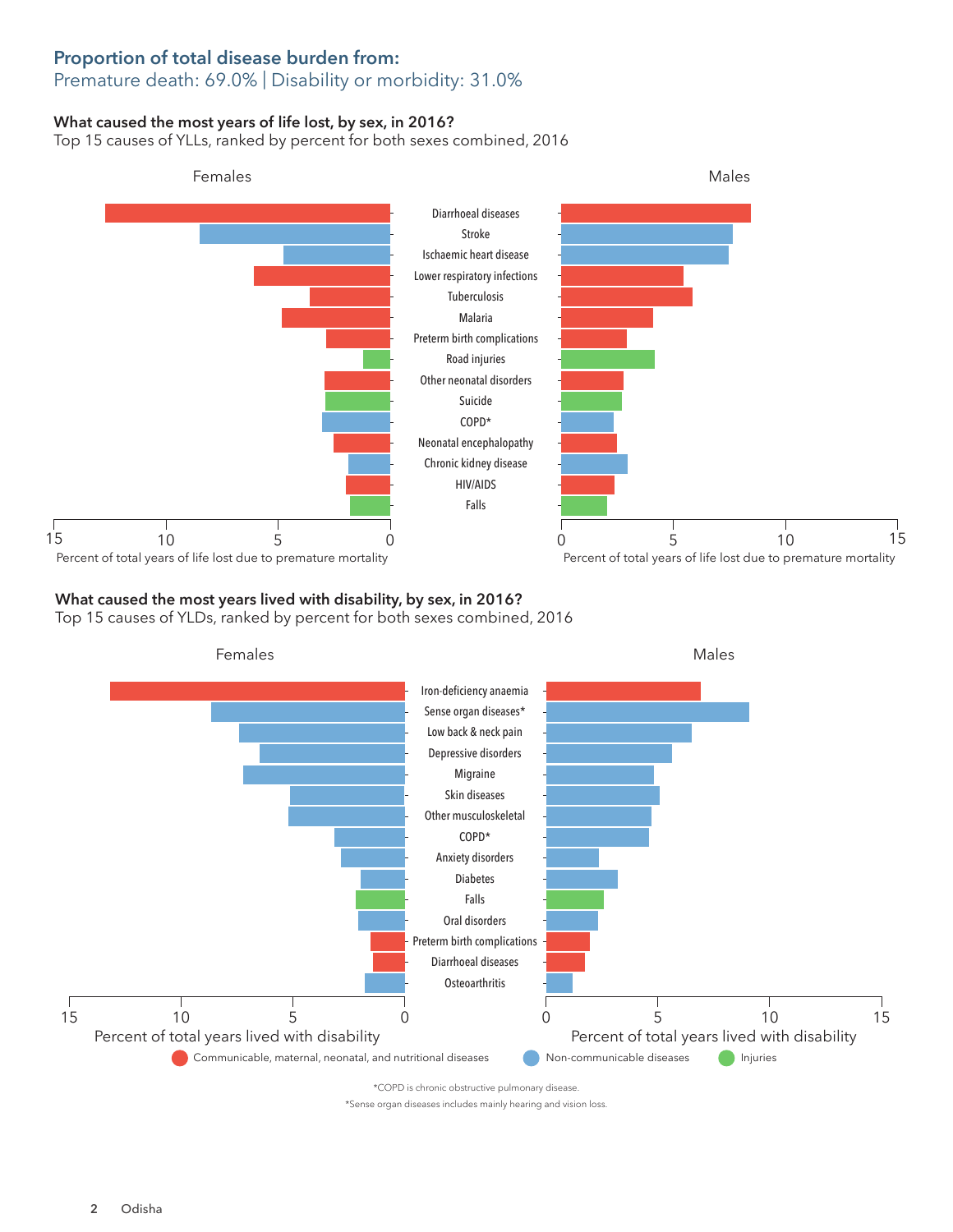## Proportion of total disease burden from:

Premature death: 69.0% | Disability or morbidity: 31.0%

### What caused the most years of life lost, by sex, in 2016?

Top 15 causes of YLLs, ranked by percent for both sexes combined, 2016

Females | Males

- Diarrhoeal diseases
- Stroke
- Ischaemic heart disease
- Lower respiratory infections
- Tuberculosis
- Malaria
- Preterm birth complications
- Road injuries
- Other neonatal disorders
- Suicide
- COPD*
- Neonatal encephalopathy
- Chronic kidney disease
- HIV/AIDS
- Falls

Percent of total years of life lost due to premature mortality

### What caused the most years lived with disability, by sex, in 2016?

Top 15 causes of YLDs, ranked by percent for both sexes combined, 2016

Females | Males

- Iron-deficiency anaemia
- Sense organ diseases*
- Low back & neck pain
- Depressive disorders
- Migraine
- Skin diseases
- Other musculoskeletal
- COPD*
- Anxiety disorders
- Diabetes
- Falls
- Oral disorders
- Preterm birth complications
- Diarrhoeal diseases
- Osteoarthritis

Percent of total years lived with disability

Communicable, maternal, neonatal, and nutritional diseases | Non-communicable diseases | Injuries

*COPD is chronic obstructive pulmonary disease.

*Sense organ diseases includes mainly hearing and vision loss.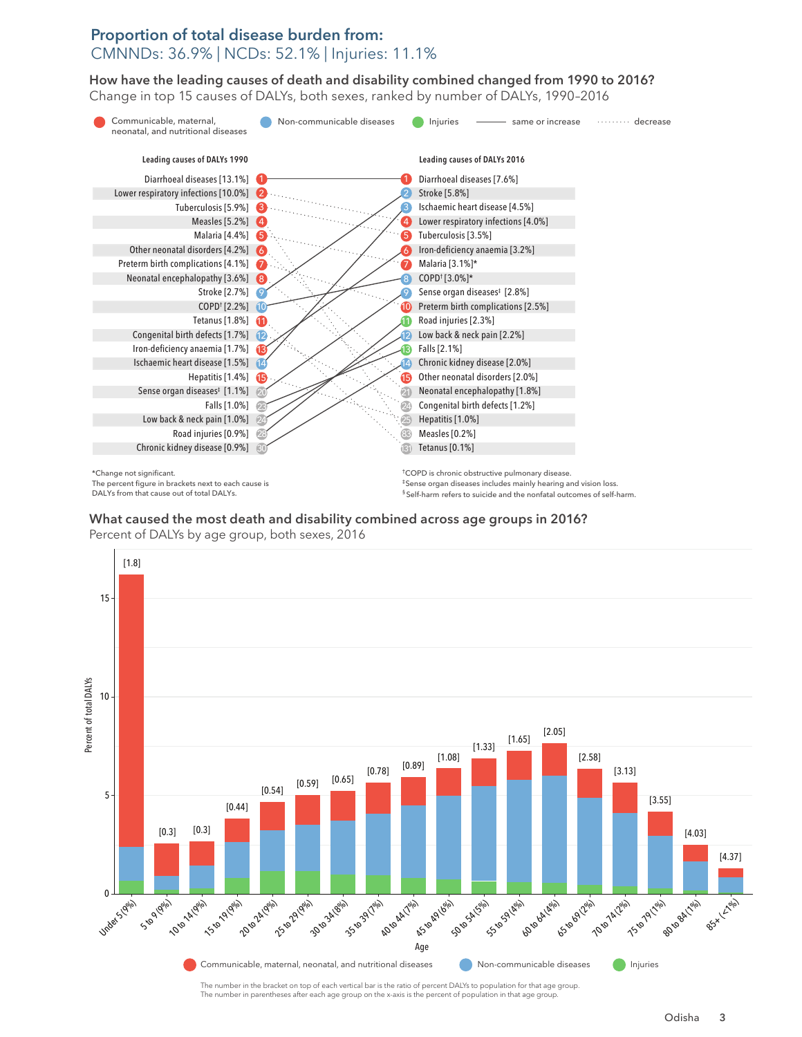## Proportion of total disease burden from:

CMNNDs: 36.9% | NCDs: 52.1% | Injuries: 11.1%

### How have the leading causes of death and disability combined changed from 1990 to 2016?

Change in top 15 causes of DALYs, both sexes, ranked by number of DALYs, 1990–2016

Legend: Communicable, maternal, neonatal, and nutritional diseases | Non-communicable diseases | Injuries | ——— same or increase | ········ decrease

| Leading causes of DALYs 1990 | Rank | Rank | Leading causes of DALYs 2016 |
|---|---|---|---|
| Diarrhoeal diseases [13.1%] | 1 | 1 | Diarrhoeal diseases [7.6%] |
| Lower respiratory infections [10.0%] | 2 | 2 | Stroke [5.8%] |
| Tuberculosis [5.9%] | 3 | 3 | Ischaemic heart disease [4.5%] |
| Measles [5.2%] | 4 | 4 | Lower respiratory infections [4.0%] |
| Malaria [4.4%] | 5 | 5 | Tuberculosis [3.5%] |
| Other neonatal disorders [4.2%] | 6 | 6 | Iron-deficiency anaemia [3.2%] |
| Preterm birth complications [4.1%] | 7 | 7 | Malaria [3.1%]* |
| Neonatal encephalopathy [3.6%] | 8 | 8 | COPD† [3.0%]* |
| Stroke [2.7%] | 9 | 9 | Sense organ diseases‡ [2.8%] |
| COPD† [2.2%] | 10 | 10 | Preterm birth complications [2.5%] |
| Tetanus [1.8%] | 11 | 11 | Road injuries [2.3%] |
| Congenital birth defects [1.7%] | 12 | 12 | Low back & neck pain [2.2%] |
| Iron-deficiency anaemia [1.7%] | 13 | 13 | Falls [2.1%] |
| Ischaemic heart disease [1.5%] | 14 | 14 | Chronic kidney disease [2.0%] |
| Hepatitis [1.4%] | 15 | 15 | Other neonatal disorders [2.0%] |
| Sense organ diseases‡ [1.1%] | 20 | 21 | Neonatal encephalopathy [1.8%] |
| Falls [1.0%] | 23 | 24 | Congenital birth defects [1.2%] |
| Low back & neck pain [1.0%] | 24 | 25 | Hepatitis [1.0%] |
| Road injuries [0.9%] | 28 | 83 | Measles [0.2%] |
| Chronic kidney disease [0.9%] | 30 | 131 | Tetanus [0.1%] |

*Change not significant.
The percent figure in brackets next to each cause is DALYs from that cause out of total DALYs.

†COPD is chronic obstructive pulmonary disease.
‡Sense organ diseases includes mainly hearing and vision loss.
§Self-harm refers to suicide and the nonfatal outcomes of self-harm.

### What caused the most death and disability combined across age groups in 2016?

Percent of DALYs by age group, both sexes, 2016

| Age (percent of population) | Ratio of percent DALYs to population |
|---|---|
| Under 5 (9%) | 1.8 |
| 5 to 9 (9%) | 0.3 |
| 10 to 14 (9%) | 0.3 |
| 15 to 19 (9%) | 0.44 |
| 20 to 24 (9%) | 0.54 |
| 25 to 29 (9%) | 0.59 |
| 30 to 34 (8%) | 0.65 |
| 35 to 39 (7%) | 0.78 |
| 40 to 44 (7%) | 0.89 |
| 45 to 49 (6%) | 1.08 |
| 50 to 54 (5%) | 1.33 |
| 55 to 59 (4%) | 1.65 |
| 60 to 64 (4%) | 2.05 |
| 65 to 69 (2%) | 2.58 |
| 70 to 74 (2%) | 3.13 |
| 75 to 79 (1%) | 3.55 |
| 80 to 84 (1%) | 4.03 |
| 85+ (<1%) | 4.37 |

Y-axis: Percent of total DALYs. X-axis: Age.

Legend: Communicable, maternal, neonatal, and nutritional diseases | Non-communicable diseases | Injuries

The number in the bracket on top of each vertical bar is the ratio of percent DALYs to population for that age group.
The number in parentheses after each age group on the x-axis is the percent of population in that age group.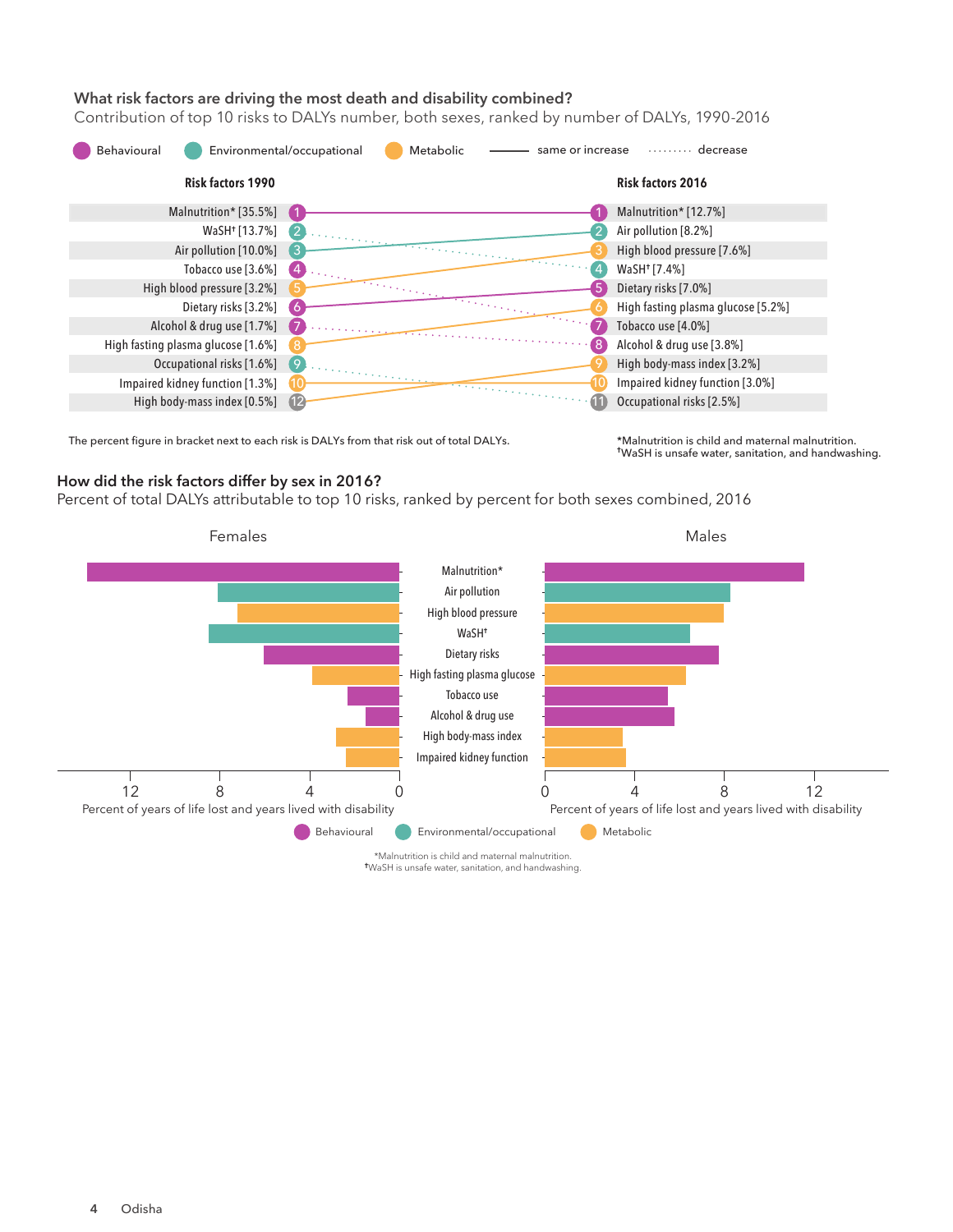### What risk factors are driving the most death and disability combined?

Contribution of top 10 risks to DALYs number, both sexes, ranked by number of DALYs, 1990-2016

Behavioural
Environmental/occupational
Metabolic
same or increase
decrease

**Risk factors 1990**

Malnutrition* [35.5%] 1
WaSH† [13.7%] 2
Air pollution [10.0%] 3
Tobacco use [3.6%] 4
High blood pressure [3.2%] 5
Dietary risks [3.2%] 6
Alcohol & drug use [1.7%] 7
High fasting plasma glucose [1.6%] 8
Occupational risks [1.6%] 9
Impaired kidney function [1.3%] 10
High body-mass index [0.5%] 12

**Risk factors 2016**

1 Malnutrition* [12.7%]
2 Air pollution [8.2%]
3 High blood pressure [7.6%]
4 WaSH† [7.4%]
5 Dietary risks [7.0%]
6 High fasting plasma glucose [5.2%]
7 Tobacco use [4.0%]
8 Alcohol & drug use [3.8%]
9 High body-mass index [3.2%]
10 Impaired kidney function [3.0%]
11 Occupational risks [2.5%]

The percent figure in bracket next to each risk is DALYs from that risk out of total DALYs.

*Malnutrition is child and maternal malnutrition.
†WaSH is unsafe water, sanitation, and handwashing.

### How did the risk factors differ by sex in 2016?

Percent of total DALYs attributable to top 10 risks, ranked by percent for both sexes combined, 2016

Females

Males

Malnutrition*
Air pollution
High blood pressure
WaSH†
Dietary risks
High fasting plasma glucose
Tobacco use
Alcohol & drug use
High body-mass index
Impaired kidney function

12 8 4 0
Percent of years of life lost and years lived with disability

0 4 8 12
Percent of years of life lost and years lived with disability

Behavioural
Environmental/occupational
Metabolic

*Malnutrition is child and maternal malnutrition.
†WaSH is unsafe water, sanitation, and handwashing.